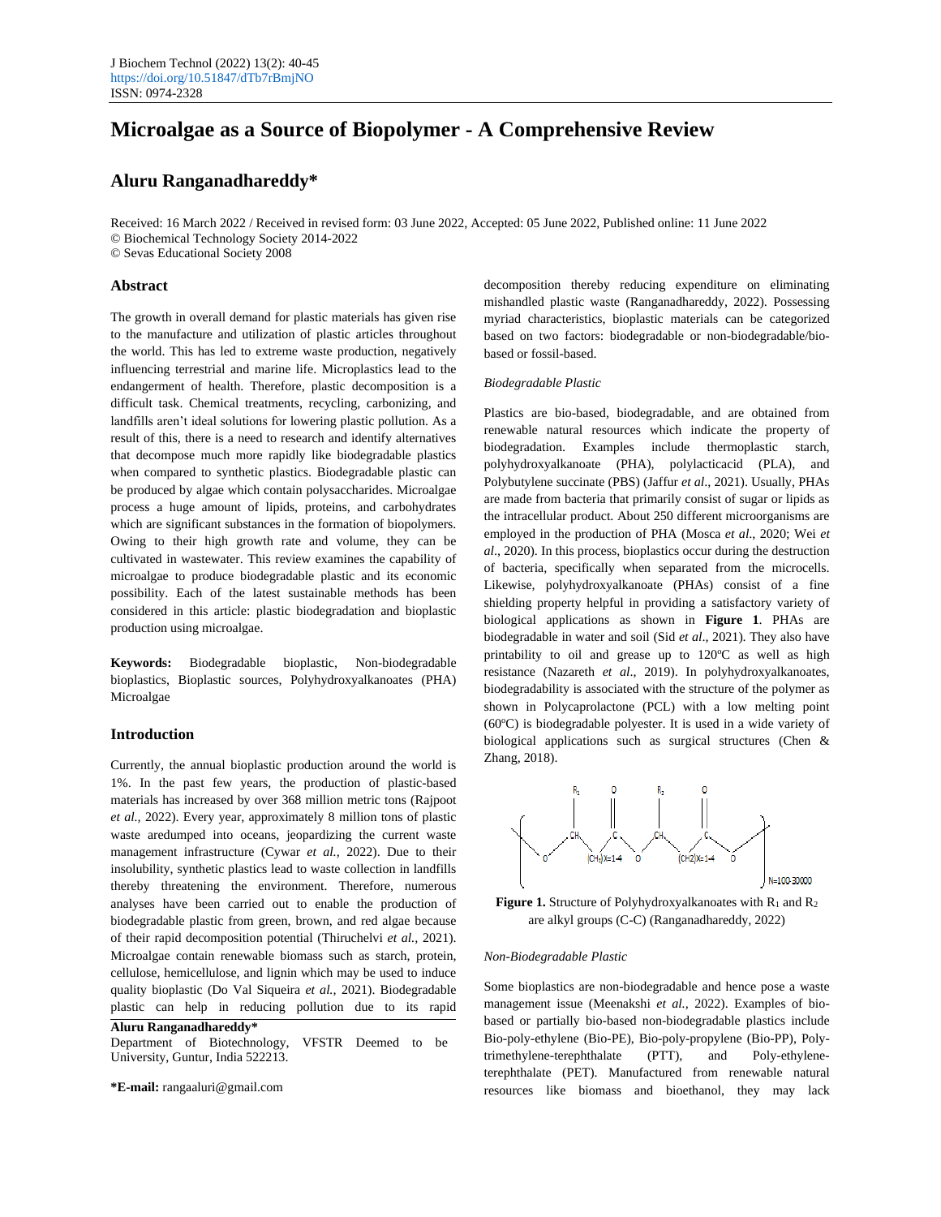# Microalgae as a Source of Biopolymer - A Comprehensive Review

## Aluru Ranganadhareddy*

Received: 16 March 2022 / Received in revised form: 03 June 2022, Accepted: 05 June 2022, Published online: 11 June 2022
© Biochemical Technology Society 2014-2022
© Sevas Educational Society 2008

## Abstract

The growth in overall demand for plastic materials has given rise to the manufacture and utilization of plastic articles throughout the world. This has led to extreme waste production, negatively influencing terrestrial and marine life. Microplastics lead to the endangerment of health. Therefore, plastic decomposition is a difficult task. Chemical treatments, recycling, carbonizing, and landfills aren't ideal solutions for lowering plastic pollution. As a result of this, there is a need to research and identify alternatives that decompose much more rapidly like biodegradable plastics when compared to synthetic plastics. Biodegradable plastic can be produced by algae which contain polysaccharides. Microalgae process a huge amount of lipids, proteins, and carbohydrates which are significant substances in the formation of biopolymers. Owing to their high growth rate and volume, they can be cultivated in wastewater. This review examines the capability of microalgae to produce biodegradable plastic and its economic possibility. Each of the latest sustainable methods has been considered in this article: plastic biodegradation and bioplastic production using microalgae.

**Keywords:** Biodegradable bioplastic, Non-biodegradable bioplastics, Bioplastic sources, Polyhydroxyalkanoates (PHA) Microalgae

## Introduction

Currently, the annual bioplastic production around the world is 1%. In the past few years, the production of plastic-based materials has increased by over 368 million metric tons (Rajpoot *et al.,* 2022). Every year, approximately 8 million tons of plastic waste aredumped into oceans, jeopardizing the current waste management infrastructure (Cywar *et al.,* 2022). Due to their insolubility, synthetic plastics lead to waste collection in landfills thereby threatening the environment. Therefore, numerous analyses have been carried out to enable the production of biodegradable plastic from green, brown, and red algae because of their rapid decomposition potential (Thiruchelvi *et al.,* 2021). Microalgae contain renewable biomass such as starch, protein, cellulose, hemicellulose, and lignin which may be used to induce quality bioplastic (Do Val Siqueira *et al.,* 2021). Biodegradable plastic can help in reducing pollution due to its rapid decomposition thereby reducing expenditure on eliminating mishandled plastic waste (Ranganadhareddy, 2022). Possessing myriad characteristics, bioplastic materials can be categorized based on two factors: biodegradable or non-biodegradable/bio-based or fossil-based.

*Biodegradable Plastic*

Plastics are bio-based, biodegradable, and are obtained from renewable natural resources which indicate the property of biodegradation. Examples include thermoplastic starch, polyhydroxyalkanoate (PHA), polylacticacid (PLA), and Polybutylene succinate (PBS) (Jaffur *et al*., 2021). Usually, PHAs are made from bacteria that primarily consist of sugar or lipids as the intracellular product. About 250 different microorganisms are employed in the production of PHA (Mosca *et al*., 2020; Wei *et al*., 2020). In this process, bioplastics occur during the destruction of bacteria, specifically when separated from the microcells. Likewise, polyhydroxyalkanoate (PHAs) consist of a fine shielding property helpful in providing a satisfactory variety of biological applications as shown in **Figure 1**. PHAs are biodegradable in water and soil (Sid *et al*., 2021). They also have printability to oil and grease up to 120ºC as well as high resistance (Nazareth *et al*., 2019). In polyhydroxyalkanoates, biodegradability is associated with the structure of the polymer as shown in Polycaprolactone (PCL) with a low melting point (60ºC) is biodegradable polyester. It is used in a wide variety of biological applications such as surgical structures (Chen & Zhang, 2018).

**Figure 1.** Structure of Polyhydroxyalkanoates with $R_1$ and $R_2$ are alkyl groups (C-C) (Ranganadhareddy, 2022)

*Non-Biodegradable Plastic*

Some bioplastics are non-biodegradable and hence pose a waste management issue (Meenakshi *et al.,* 2022). Examples of bio-based or partially bio-based non-biodegradable plastics include Bio-poly-ethylene (Bio-PE), Bio-poly-propylene (Bio-PP), Poly-trimethylene-terephthalate (PTT), and Poly-ethylene-terephthalate (PET). Manufactured from renewable natural resources like biomass and bioethanol, they may lack

**Aluru Ranganadhareddy***

Department of Biotechnology, VFSTR Deemed to be University, Guntur, India 522213.

***E-mail:** rangaaluri@gmail.com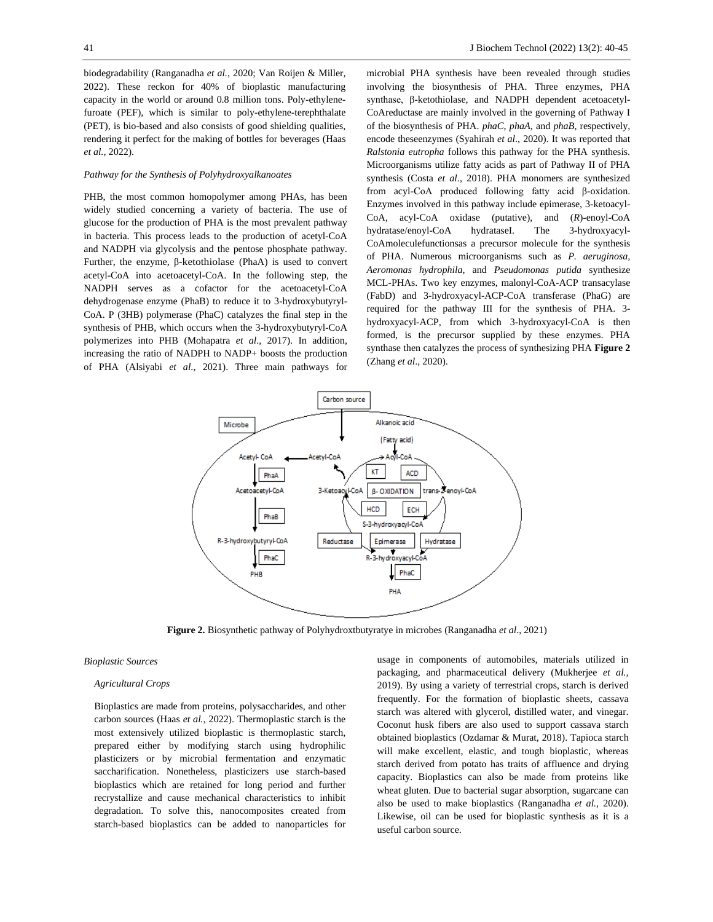biodegradability (Ranganadha *et al.,* 2020; Van Roijen & Miller, 2022). These reckon for 40% of bioplastic manufacturing capacity in the world or around 0.8 million tons. Poly-ethylene-furoate (PEF), which is similar to poly-ethylene-terephthalate (PET), is bio-based and also consists of good shielding qualities, rendering it perfect for the making of bottles for beverages (Haas *et al.,* 2022).

*Pathway for the Synthesis of Polyhydroxyalkanoates*

PHB, the most common homopolymer among PHAs, has been widely studied concerning a variety of bacteria. The use of glucose for the production of PHA is the most prevalent pathway in bacteria. This process leads to the production of acetyl-CoA and NADPH via glycolysis and the pentose phosphate pathway. Further, the enzyme, β-ketothiolase (PhaA) is used to convert acetyl-CoA into acetoacetyl-CoA. In the following step, the NADPH serves as a cofactor for the acetoacetyl-CoA dehydrogenase enzyme (PhaB) to reduce it to 3-hydroxybutyryl-CoA. P (3HB) polymerase (PhaC) catalyzes the final step in the synthesis of PHB, which occurs when the 3-hydroxybutyryl-CoA polymerizes into PHB (Mohapatra *et al*., 2017). In addition, increasing the ratio of NADPH to NADP+ boosts the production of PHA (Alsiyabi *et al*., 2021). Three main pathways for microbial PHA synthesis have been revealed through studies involving the biosynthesis of PHA. Three enzymes, PHA synthase, β-ketothiolase, and NADPH dependent acetoacetyl-CoAreductase are mainly involved in the governing of Pathway I of the biosynthesis of PHA. *phaC*, *phaA*, and *phaB*, respectively, encode theseenzymes (Syahirah *et al*., 2020). It was reported that *Ralstonia eutropha* follows this pathway for the PHA synthesis. Microorganisms utilize fatty acids as part of Pathway II of PHA synthesis (Costa *et al*., 2018). PHA monomers are synthesized from acyl-CoA produced following fatty acid β-oxidation. Enzymes involved in this pathway include epimerase, 3-ketoacyl-CoA, acyl-CoA oxidase (putative), and (*R*)-enoyl-CoA hydratase/enoyl-CoA hydrataseI. The 3-hydroxyacyl-CoAmoleculefunctionsas a precursor molecule for the synthesis of PHA. Numerous microorganisms such as *P. aeruginosa, Aeromonas hydrophila,* and *Pseudomonas putida* synthesize MCL-PHAs. Two key enzymes, malonyl-CoA-ACP transacylase (FabD) and 3-hydroxyacyl-ACP-CoA transferase (PhaG) are required for the pathway III for the synthesis of PHA. 3-hydroxyacyl-ACP, from which 3-hydroxyacyl-CoA is then formed, is the precursor supplied by these enzymes. PHA synthase then catalyzes the process of synthesizing PHA **Figure 2** (Zhang *et al*., 2020).

**Figure 2.** Biosynthetic pathway of Polyhydroxtbutyratye in microbes (Ranganadha *et al*., 2021)

*Bioplastic Sources*

*Agricultural Crops*

Bioplastics are made from proteins, polysaccharides, and other carbon sources (Haas *et al.,* 2022). Thermoplastic starch is the most extensively utilized bioplastic is thermoplastic starch, prepared either by modifying starch using hydrophilic plasticizers or by microbial fermentation and enzymatic saccharification. Nonetheless, plasticizers use starch-based bioplastics which are retained for long period and further recrystallize and cause mechanical characteristics to inhibit degradation. To solve this, nanocomposites created from starch-based bioplastics can be added to nanoparticles for usage in components of automobiles, materials utilized in packaging, and pharmaceutical delivery (Mukherjee *et al.,* 2019). By using a variety of terrestrial crops, starch is derived frequently. For the formation of bioplastic sheets, cassava starch was altered with glycerol, distilled water, and vinegar. Coconut husk fibers are also used to support cassava starch obtained bioplastics (Ozdamar & Murat, 2018). Tapioca starch will make excellent, elastic, and tough bioplastic, whereas starch derived from potato has traits of affluence and drying capacity. Bioplastics can also be made from proteins like wheat gluten. Due to bacterial sugar absorption, sugarcane can also be used to make bioplastics (Ranganadha *et al.,* 2020). Likewise, oil can be used for bioplastic synthesis as it is a useful carbon source.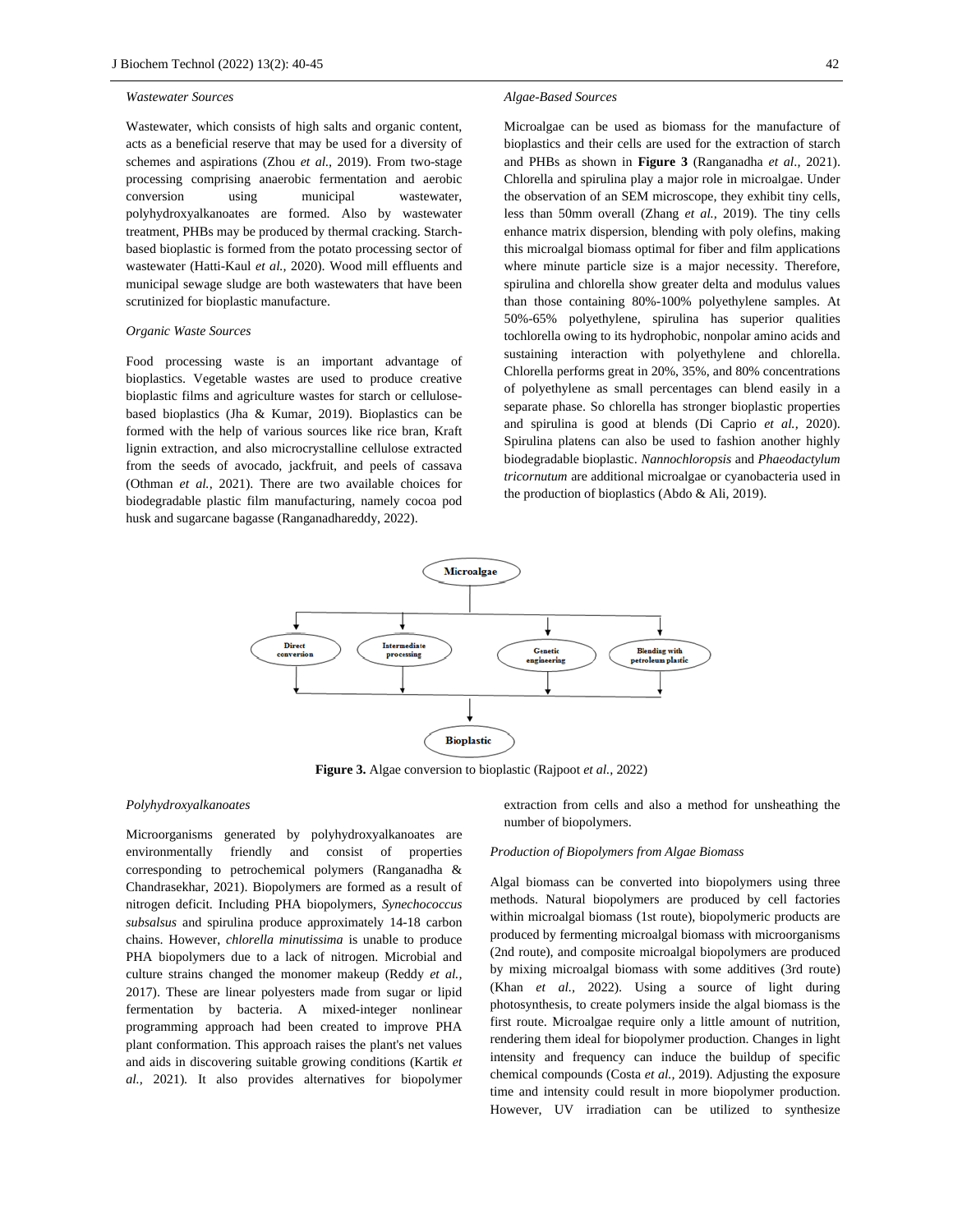*Wastewater Sources*

Wastewater, which consists of high salts and organic content, acts as a beneficial reserve that may be used for a diversity of schemes and aspirations (Zhou *et al.,* 2019). From two-stage processing comprising anaerobic fermentation and aerobic conversion using municipal wastewater, polyhydroxyalkanoates are formed. Also by wastewater treatment, PHBs may be produced by thermal cracking. Starch-based bioplastic is formed from the potato processing sector of wastewater (Hatti-Kaul *et al.,* 2020). Wood mill effluents and municipal sewage sludge are both wastewaters that have been scrutinized for bioplastic manufacture.

*Organic Waste Sources*

Food processing waste is an important advantage of bioplastics. Vegetable wastes are used to produce creative bioplastic films and agriculture wastes for starch or cellulose-based bioplastics (Jha & Kumar, 2019). Bioplastics can be formed with the help of various sources like rice bran, Kraft lignin extraction, and also microcrystalline cellulose extracted from the seeds of avocado, jackfruit, and peels of cassava (Othman *et al.,* 2021). There are two available choices for biodegradable plastic film manufacturing, namely cocoa pod husk and sugarcane bagasse (Ranganadhareddy, 2022).

*Algae-Based Sources*

Microalgae can be used as biomass for the manufacture of bioplastics and their cells are used for the extraction of starch and PHBs as shown in **Figure 3** (Ranganadha *et al.,* 2021). Chlorella and spirulina play a major role in microalgae. Under the observation of an SEM microscope, they exhibit tiny cells, less than 50mm overall (Zhang *et al.,* 2019). The tiny cells enhance matrix dispersion, blending with poly olefins, making this microalgal biomass optimal for fiber and film applications where minute particle size is a major necessity. Therefore, spirulina and chlorella show greater delta and modulus values than those containing 80%-100% polyethylene samples. At 50%-65% polyethylene, spirulina has superior qualities tochlorella owing to its hydrophobic, nonpolar amino acids and sustaining interaction with polyethylene and chlorella. Chlorella performs great in 20%, 35%, and 80% concentrations of polyethylene as small percentages can blend easily in a separate phase. So chlorella has stronger bioplastic properties and spirulina is good at blends (Di Caprio *et al.,* 2020). Spirulina platens can also be used to fashion another highly biodegradable bioplastic. *Nannochloropsis* and *Phaeodactylum tricornutum* are additional microalgae or cyanobacteria used in the production of bioplastics (Abdo & Ali, 2019).

**Figure 3.** Algae conversion to bioplastic (Rajpoot *et al.,* 2022)

*Polyhydroxyalkanoates*

Microorganisms generated by polyhydroxyalkanoates are environmentally friendly and consist of properties corresponding to petrochemical polymers (Ranganadha & Chandrasekhar, 2021). Biopolymers are formed as a result of nitrogen deficit. Including PHA biopolymers, *Synechococcus subsalsus* and spirulina produce approximately 14-18 carbon chains. However, *chlorella minutissima* is unable to produce PHA biopolymers due to a lack of nitrogen. Microbial and culture strains changed the monomer makeup (Reddy *et al.,* 2017). These are linear polyesters made from sugar or lipid fermentation by bacteria. A mixed-integer nonlinear programming approach had been created to improve PHA plant conformation. This approach raises the plant's net values and aids in discovering suitable growing conditions (Kartik *et al.,* 2021). It also provides alternatives for biopolymer extraction from cells and also a method for unsheathing the number of biopolymers.

*Production of Biopolymers from Algae Biomass*

Algal biomass can be converted into biopolymers using three methods. Natural biopolymers are produced by cell factories within microalgal biomass (1st route), biopolymeric products are produced by fermenting microalgal biomass with microorganisms (2nd route), and composite microalgal biopolymers are produced by mixing microalgal biomass with some additives (3rd route) (Khan *et al.,* 2022). Using a source of light during photosynthesis, to create polymers inside the algal biomass is the first route. Microalgae require only a little amount of nutrition, rendering them ideal for biopolymer production. Changes in light intensity and frequency can induce the buildup of specific chemical compounds (Costa *et al.,* 2019). Adjusting the exposure time and intensity could result in more biopolymer production. However, UV irradiation can be utilized to synthesize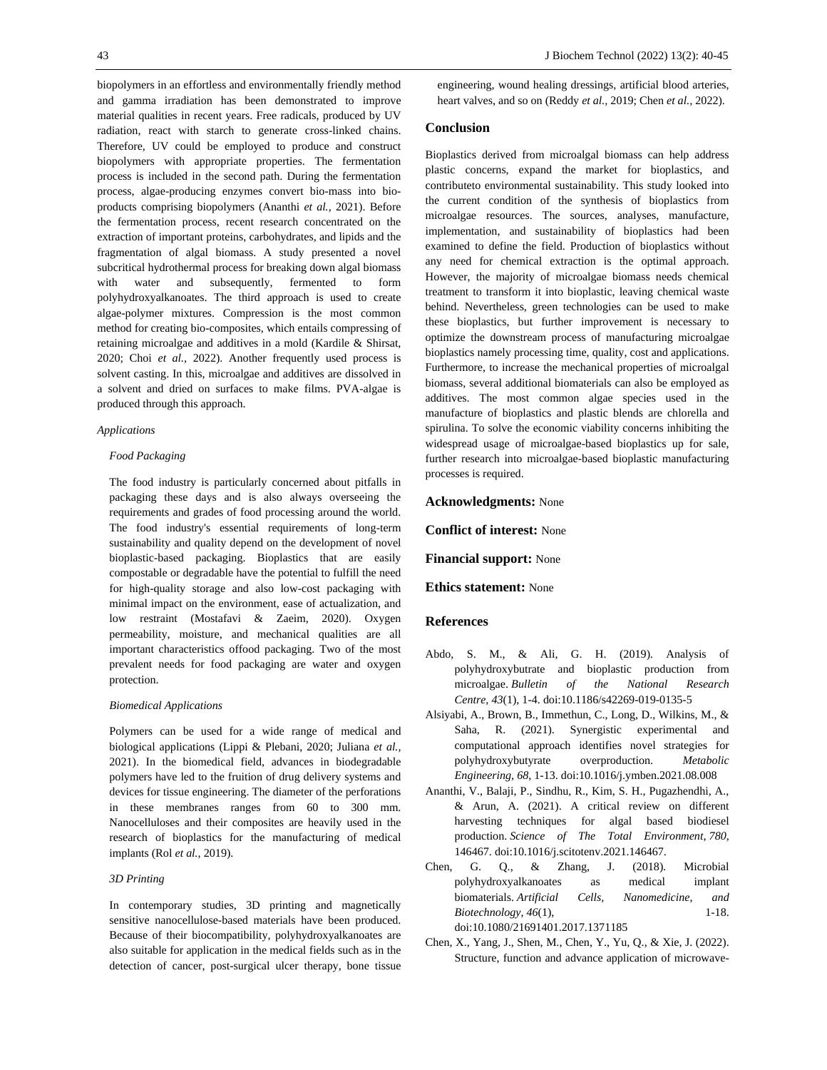biopolymers in an effortless and environmentally friendly method and gamma irradiation has been demonstrated to improve material qualities in recent years. Free radicals, produced by UV radiation, react with starch to generate cross-linked chains. Therefore, UV could be employed to produce and construct biopolymers with appropriate properties. The fermentation process is included in the second path. During the fermentation process, algae-producing enzymes convert bio-mass into bio-products comprising biopolymers (Ananthi *et al.,* 2021). Before the fermentation process, recent research concentrated on the extraction of important proteins, carbohydrates, and lipids and the fragmentation of algal biomass. A study presented a novel subcritical hydrothermal process for breaking down algal biomass with water and subsequently, fermented to form polyhydroxyalkanoates. The third approach is used to create algae-polymer mixtures. Compression is the most common method for creating bio-composites, which entails compressing of retaining microalgae and additives in a mold (Kardile & Shirsat, 2020; Choi *et al.,* 2022). Another frequently used process is solvent casting. In this, microalgae and additives are dissolved in a solvent and dried on surfaces to make films. PVA-algae is produced through this approach.

*Applications*

*Food Packaging*

The food industry is particularly concerned about pitfalls in packaging these days and is also always overseeing the requirements and grades of food processing around the world. The food industry's essential requirements of long-term sustainability and quality depend on the development of novel bioplastic-based packaging. Bioplastics that are easily compostable or degradable have the potential to fulfill the need for high-quality storage and also low-cost packaging with minimal impact on the environment, ease of actualization, and low restraint (Mostafavi & Zaeim, 2020). Oxygen permeability, moisture, and mechanical qualities are all important characteristics offood packaging. Two of the most prevalent needs for food packaging are water and oxygen protection.

*Biomedical Applications*

Polymers can be used for a wide range of medical and biological applications (Lippi & Plebani, 2020; Juliana *et al.,* 2021). In the biomedical field, advances in biodegradable polymers have led to the fruition of drug delivery systems and devices for tissue engineering. The diameter of the perforations in these membranes ranges from 60 to 300 mm. Nanocelluloses and their composites are heavily used in the research of bioplastics for the manufacturing of medical implants (Rol *et al.,* 2019).

*3D Printing*

In contemporary studies, 3D printing and magnetically sensitive nanocellulose-based materials have been produced. Because of their biocompatibility, polyhydroxyalkanoates are also suitable for application in the medical fields such as in the detection of cancer, post-surgical ulcer therapy, bone tissue engineering, wound healing dressings, artificial blood arteries, heart valves, and so on (Reddy *et al.,* 2019; Chen *et al.,* 2022).

## Conclusion

Bioplastics derived from microalgal biomass can help address plastic concerns, expand the market for bioplastics, and contributeto environmental sustainability. This study looked into the current condition of the synthesis of bioplastics from microalgae resources. The sources, analyses, manufacture, implementation, and sustainability of bioplastics had been examined to define the field. Production of bioplastics without any need for chemical extraction is the optimal approach. However, the majority of microalgae biomass needs chemical treatment to transform it into bioplastic, leaving chemical waste behind. Nevertheless, green technologies can be used to make these bioplastics, but further improvement is necessary to optimize the downstream process of manufacturing microalgae bioplastics namely processing time, quality, cost and applications. Furthermore, to increase the mechanical properties of microalgal biomass, several additional biomaterials can also be employed as additives. The most common algae species used in the manufacture of bioplastics and plastic blends are chlorella and spirulina. To solve the economic viability concerns inhibiting the widespread usage of microalgae-based bioplastics up for sale, further research into microalgae-based bioplastic manufacturing processes is required.

**Acknowledgments:** None

**Conflict of interest:** None

**Financial support:** None

**Ethics statement:** None

## References

Abdo, S. M., & Ali, G. H. (2019). Analysis of polyhydroxybutrate and bioplastic production from microalgae. *Bulletin of the National Research Centre*, *43*(1), 1-4. doi:10.1186/s42269-019-0135-5

Alsiyabi, A., Brown, B., Immethun, C., Long, D., Wilkins, M., & Saha, R. (2021). Synergistic experimental and computational approach identifies novel strategies for polyhydroxybutyrate overproduction. *Metabolic Engineering*, *68*, 1-13. doi:10.1016/j.ymben.2021.08.008

Ananthi, V., Balaji, P., Sindhu, R., Kim, S. H., Pugazhendhi, A., & Arun, A. (2021). A critical review on different harvesting techniques for algal based biodiesel production. *Science of The Total Environment*, *780*, 146467. doi:10.1016/j.scitotenv.2021.146467.

Chen, G. Q., & Zhang, J. (2018). Microbial polyhydroxyalkanoates as medical implant biomaterials. *Artificial Cells, Nanomedicine, and Biotechnology*, *46*(1), 1-18. doi:10.1080/21691401.2017.1371185

Chen, X., Yang, J., Shen, M., Chen, Y., Yu, Q., & Xie, J. (2022). Structure, function and advance application of microwave-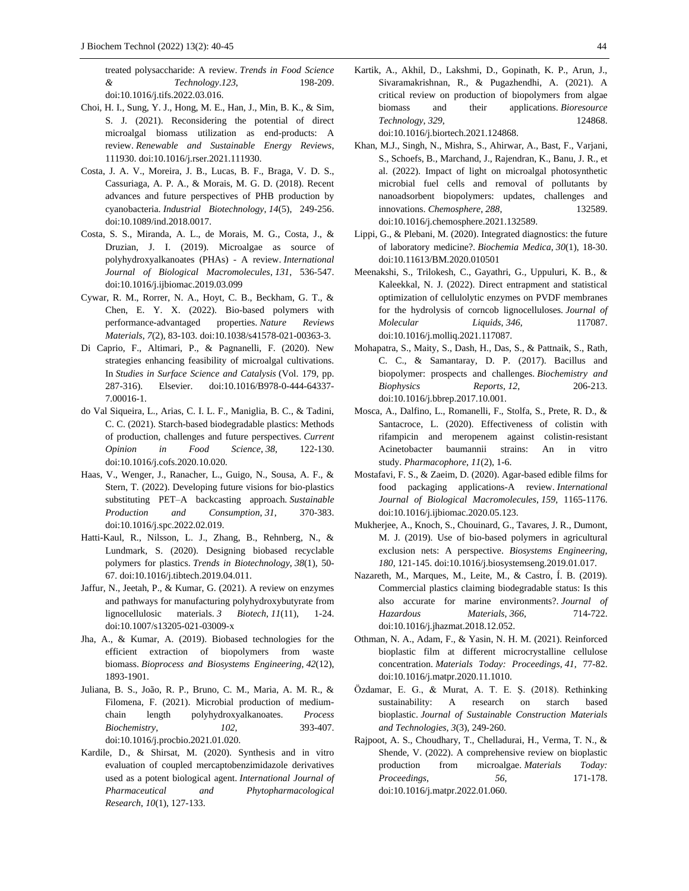treated polysaccharide: A review. *Trends in Food Science & Technology*.*123*, 198-209. doi:10.1016/j.tifs.2022.03.016.

Choi, H. I., Sung, Y. J., Hong, M. E., Han, J., Min, B. K., & Sim, S. J. (2021). Reconsidering the potential of direct microalgal biomass utilization as end-products: A review. *Renewable and Sustainable Energy Reviews*, 111930. doi:10.1016/j.rser.2021.111930.

Costa, J. A. V., Moreira, J. B., Lucas, B. F., Braga, V. D. S., Cassuriaga, A. P. A., & Morais, M. G. D. (2018). Recent advances and future perspectives of PHB production by cyanobacteria. *Industrial Biotechnology*, *14*(5), 249-256. doi:10.1089/ind.2018.0017.

Costa, S. S., Miranda, A. L., de Morais, M. G., Costa, J., & Druzian, J. I. (2019). Microalgae as source of polyhydroxyalkanoates (PHAs) - A review. *International Journal of Biological Macromolecules*, *131*, 536-547. doi:10.1016/j.ijbiomac.2019.03.099

Cywar, R. M., Rorrer, N. A., Hoyt, C. B., Beckham, G. T., & Chen, E. Y. X. (2022). Bio-based polymers with performance-advantaged properties. *Nature Reviews Materials*, *7*(2), 83-103. doi:10.1038/s41578-021-00363-3.

Di Caprio, F., Altimari, P., & Pagnanelli, F. (2020). New strategies enhancing feasibility of microalgal cultivations. In *Studies in Surface Science and Catalysis* (Vol. 179, pp. 287-316). Elsevier. doi:10.1016/B978-0-444-64337-7.00016-1.

do Val Siqueira, L., Arias, C. I. L. F., Maniglia, B. C., & Tadini, C. C. (2021). Starch-based biodegradable plastics: Methods of production, challenges and future perspectives. *Current Opinion in Food Science*, *38*, 122-130. doi:10.1016/j.cofs.2020.10.020.

Haas, V., Wenger, J., Ranacher, L., Guigo, N., Sousa, A. F., & Stern, T. (2022). Developing future visions for bio-plastics substituting PET–A backcasting approach. *Sustainable Production and Consumption*, *31*, 370-383. doi:10.1016/j.spc.2022.02.019.

Hatti-Kaul, R., Nilsson, L. J., Zhang, B., Rehnberg, N., & Lundmark, S. (2020). Designing biobased recyclable polymers for plastics. *Trends in Biotechnology*, *38*(1), 50-67. doi:10.1016/j.tibtech.2019.04.011.

Jaffur, N., Jeetah, P., & Kumar, G. (2021). A review on enzymes and pathways for manufacturing polyhydroxybutyrate from lignocellulosic materials. *3 Biotech*, *11*(11), 1-24. doi:10.1007/s13205-021-03009-x

Jha, A., & Kumar, A. (2019). Biobased technologies for the efficient extraction of biopolymers from waste biomass. *Bioprocess and Biosystems Engineering*, *42*(12), 1893-1901.

Juliana, B. S., João, R. P., Bruno, C. M., Maria, A. M. R., & Filomena, F. (2021). Microbial production of medium-chain length polyhydroxyalkanoates. *Process Biochemistry*, *102*, 393-407. doi:10.1016/j.procbio.2021.01.020.

Kardile, D., & Shirsat, M. (2020). Synthesis and in vitro evaluation of coupled mercaptobenzimidazole derivatives used as a potent biological agent. *International Journal of Pharmaceutical and Phytopharmacological Research*, *10*(1), 127-133.

Kartik, A., Akhil, D., Lakshmi, D., Gopinath, K. P., Arun, J., Sivaramakrishnan, R., & Pugazhendhi, A. (2021). A critical review on production of biopolymers from algae biomass and their applications. *Bioresource Technology*, *329*, 124868. doi:10.1016/j.biortech.2021.124868.

Khan, M.J., Singh, N., Mishra, S., Ahirwar, A., Bast, F., Varjani, S., Schoefs, B., Marchand, J., Rajendran, K., Banu, J. R., et al. (2022). Impact of light on microalgal photosynthetic microbial fuel cells and removal of pollutants by nanoadsorbent biopolymers: updates, challenges and innovations. *Chemosphere*, *288*, 132589. doi:10.1016/j.chemosphere.2021.132589.

Lippi, G., & Plebani, M. (2020). Integrated diagnostics: the future of laboratory medicine?. *Biochemia Medica*, *30*(1), 18-30. doi:10.11613/BM.2020.010501

Meenakshi, S., Trilokesh, C., Gayathri, G., Uppuluri, K. B., & Kaleekkal, N. J. (2022). Direct entrapment and statistical optimization of cellulolytic enzymes on PVDF membranes for the hydrolysis of corncob lignocelluloses. *Journal of Molecular Liquids*, *346*, 117087. doi:10.1016/j.molliq.2021.117087.

Mohapatra, S., Maity, S., Dash, H., Das, S., & Pattnaik, S., Rath, C. C., & Samantaray, D. P. (2017). Bacillus and biopolymer: prospects and challenges. *Biochemistry and Biophysics Reports*, *12*, 206-213. doi:10.1016/j.bbrep.2017.10.001.

Mosca, A., Dalfino, L., Romanelli, F., Stolfa, S., Prete, R. D., & Santacroce, L. (2020). Effectiveness of colistin with rifampicin and meropenem against colistin-resistant Acinetobacter baumannii strains: An in vitro study. *Pharmacophore*, *11*(2), 1-6.

Mostafavi, F. S., & Zaeim, D. (2020). Agar-based edible films for food packaging applications-A review. *International Journal of Biological Macromolecules*, *159*, 1165-1176. doi:10.1016/j.ijbiomac.2020.05.123.

Mukherjee, A., Knoch, S., Chouinard, G., Tavares, J. R., Dumont, M. J. (2019). Use of bio-based polymers in agricultural exclusion nets: A perspective. *Biosystems Engineering*, *180*, 121-145. doi:10.1016/j.biosystemseng.2019.01.017.

Nazareth, M., Marques, M., Leite, M., & Castro, Í. B. (2019). Commercial plastics claiming biodegradable status: Is this also accurate for marine environments?. *Journal of Hazardous Materials*, *366*, 714-722. doi:10.1016/j.jhazmat.2018.12.052.

Othman, N. A., Adam, F., & Yasin, N. H. M. (2021). Reinforced bioplastic film at different microcrystalline cellulose concentration. *Materials Today: Proceedings*, *41*, 77-82. doi:10.1016/j.matpr.2020.11.1010.

Özdamar, E. G., & Murat, A. T. E. Ş. (2018). Rethinking sustainability: A research on starch based bioplastic. *Journal of Sustainable Construction Materials and Technologies*, *3*(3), 249-260.

Rajpoot, A. S., Choudhary, T., Chelladurai, H., Verma, T. N., & Shende, V. (2022). A comprehensive review on bioplastic production from microalgae. *Materials Today: Proceedings*, *56*, 171-178. doi:10.1016/j.matpr.2022.01.060.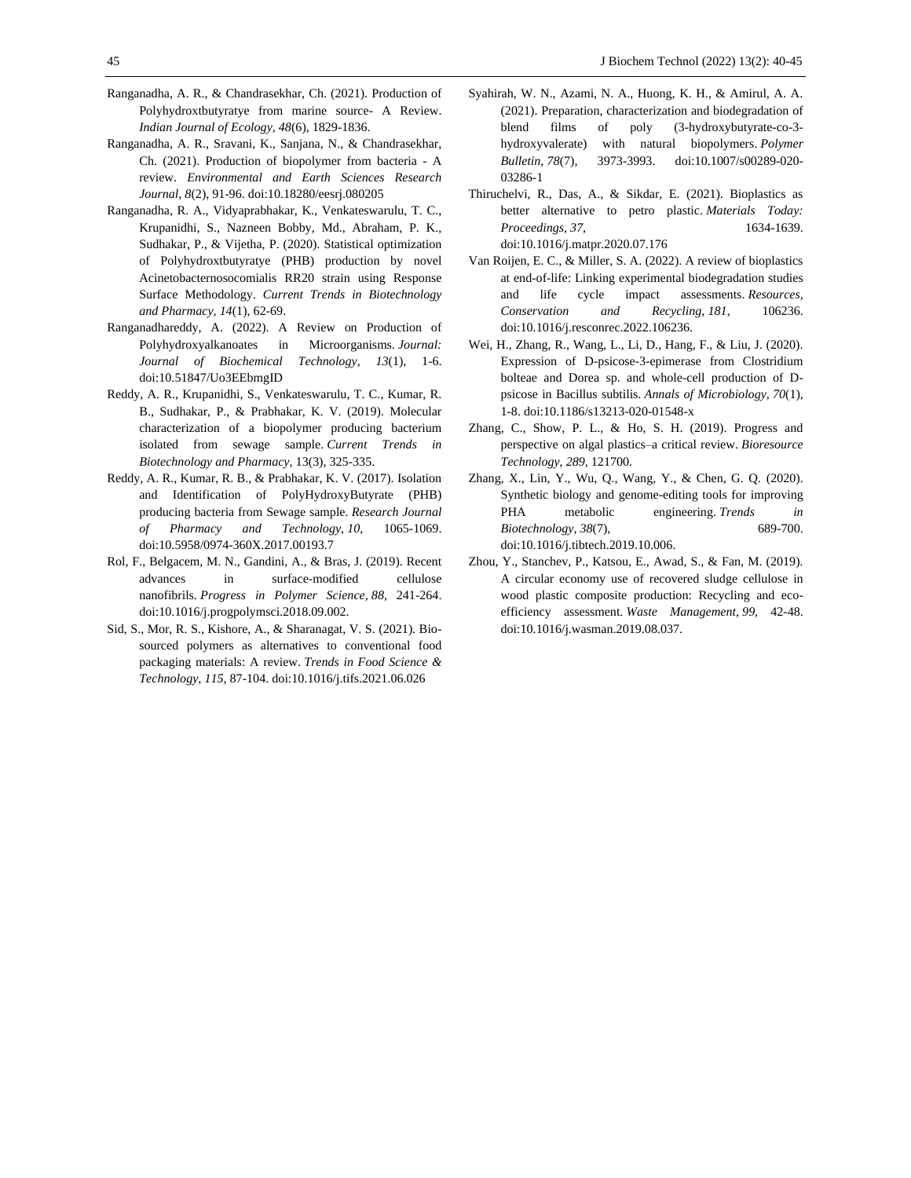Ranganadha, A. R., & Chandrasekhar, Ch. (2021). Production of Polyhydroxtbutyratye from marine source- A Review. *Indian Journal of Ecology*, *48*(6), 1829-1836.

Ranganadha, A. R., Sravani, K., Sanjana, N., & Chandrasekhar, Ch. (2021). Production of biopolymer from bacteria - A review. *Environmental and Earth Sciences Research Journal*, *8*(2), 91-96. doi:10.18280/eesrj.080205

Ranganadha, R. A., Vidyaprabhakar, K., Venkateswarulu, T. C., Krupanidhi, S., Nazneen Bobby, Md., Abraham, P. K., Sudhakar, P., & Vijetha, P. (2020). Statistical optimization of Polyhydroxtbutyratye (PHB) production by novel Acinetobacternosocomialis RR20 strain using Response Surface Methodology. *Current Trends in Biotechnology and Pharmacy, 14*(1), 62-69.

Ranganadhareddy, A. (2022). A Review on Production of Polyhydroxyalkanoates in Microorganisms. *Journal: Journal of Biochemical Technology*, *13*(1), 1-6. doi:10.51847/Uo3EEbmgID

Reddy, A. R., Krupanidhi, S., Venkateswarulu, T. C., Kumar, R. B., Sudhakar, P., & Prabhakar, K. V. (2019). Molecular characterization of a biopolymer producing bacterium isolated from sewage sample. *Current Trends in Biotechnology and Pharmacy*, 13(3), 325-335.

Reddy, A. R., Kumar, R. B., & Prabhakar, K. V. (2017). Isolation and Identification of PolyHydroxyButyrate (PHB) producing bacteria from Sewage sample. *Research Journal of Pharmacy and Technology*, *10*, 1065-1069. doi:10.5958/0974-360X.2017.00193.7

Rol, F., Belgacem, M. N., Gandini, A., & Bras, J. (2019). Recent advances in surface-modified cellulose nanofibrils. *Progress in Polymer Science, 88*, 241-264. doi:10.1016/j.progpolymsci.2018.09.002.

Sid, S., Mor, R. S., Kishore, A., & Sharanagat, V. S. (2021). Bio-sourced polymers as alternatives to conventional food packaging materials: A review. *Trends in Food Science & Technology*, *115*, 87-104. doi:10.1016/j.tifs.2021.06.026

Syahirah, W. N., Azami, N. A., Huong, K. H., & Amirul, A. A. (2021). Preparation, characterization and biodegradation of blend films of poly (3-hydroxybutyrate-co-3-hydroxyvalerate) with natural biopolymers. *Polymer Bulletin*, *78*(7), 3973-3993. doi:10.1007/s00289-020-03286-1

Thiruchelvi, R., Das, A., & Sikdar, E. (2021). Bioplastics as better alternative to petro plastic. *Materials Today: Proceedings*, *37*, 1634-1639. doi:10.1016/j.matpr.2020.07.176

Van Roijen, E. C., & Miller, S. A. (2022). A review of bioplastics at end-of-life: Linking experimental biodegradation studies and life cycle impact assessments. *Resources, Conservation and Recycling*, *181*, 106236. doi:10.1016/j.resconrec.2022.106236.

Wei, H., Zhang, R., Wang, L., Li, D., Hang, F., & Liu, J. (2020). Expression of D-psicose-3-epimerase from Clostridium bolteae and Dorea sp. and whole-cell production of D-psicose in Bacillus subtilis. *Annals of Microbiology*, *70*(1), 1-8. doi:10.1186/s13213-020-01548-x

Zhang, C., Show, P. L., & Ho, S. H. (2019). Progress and perspective on algal plastics–a critical review. *Bioresource Technology, 289*, 121700.

Zhang, X., Lin, Y., Wu, Q., Wang, Y., & Chen, G. Q. (2020). Synthetic biology and genome-editing tools for improving PHA metabolic engineering. *Trends in Biotechnology*, *38*(7), 689-700. doi:10.1016/j.tibtech.2019.10.006.

Zhou, Y., Stanchev, P., Katsou, E., Awad, S., & Fan, M. (2019). A circular economy use of recovered sludge cellulose in wood plastic composite production: Recycling and eco-efficiency assessment. *Waste Management*, *99*, 42-48. doi:10.1016/j.wasman.2019.08.037.